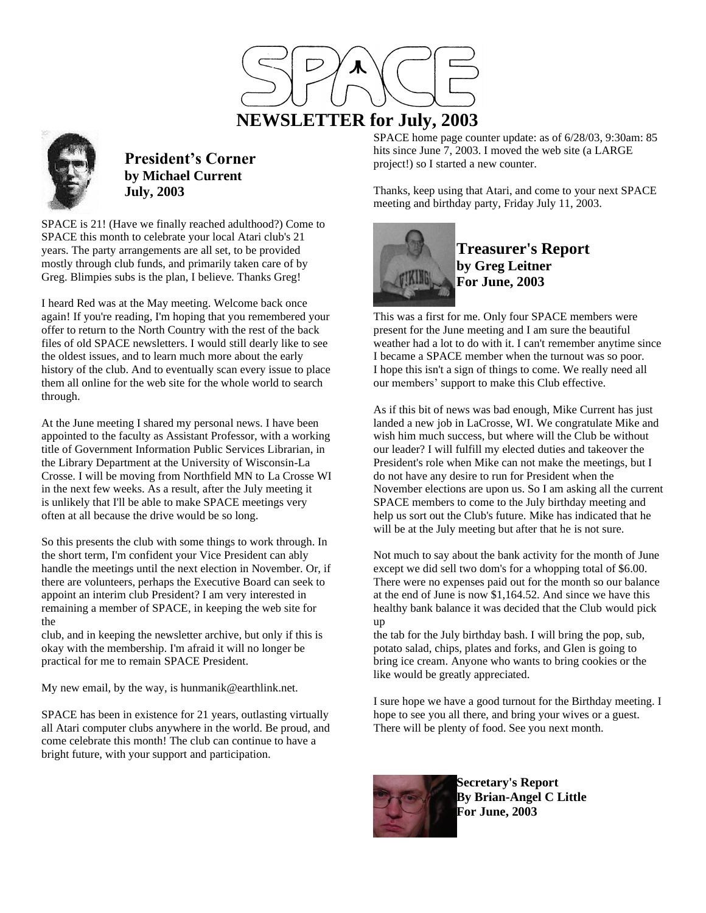# SPACE

# NEWSLETTER for July, 2003

## President's Corner
**by Michael Current**
**July, 2003**

SPACE is 21! (Have we finally reached adulthood?) Come to SPACE this month to celebrate your local Atari club's 21 years. The party arrangements are all set, to be provided mostly through club funds, and primarily taken care of by Greg. Blimpies subs is the plan, I believe. Thanks Greg!

I heard Red was at the May meeting. Welcome back once again! If you're reading, I'm hoping that you remembered your offer to return to the North Country with the rest of the back files of old SPACE newsletters. I would still dearly like to see the oldest issues, and to learn much more about the early history of the club. And to eventually scan every issue to place them all online for the web site for the whole world to search through.

At the June meeting I shared my personal news. I have been appointed to the faculty as Assistant Professor, with a working title of Government Information Public Services Librarian, in the Library Department at the University of Wisconsin-La Crosse. I will be moving from Northfield MN to La Crosse WI in the next few weeks. As a result, after the July meeting it is unlikely that I'll be able to make SPACE meetings very often at all because the drive would be so long.

So this presents the club with some things to work through. In the short term, I'm confident your Vice President can ably handle the meetings until the next election in November. Or, if there are volunteers, perhaps the Executive Board can seek to appoint an interim club President? I am very interested in remaining a member of SPACE, in keeping the web site for the club, and in keeping the newsletter archive, but only if this is okay with the membership. I'm afraid it will no longer be practical for me to remain SPACE President.

My new email, by the way, is hunmanik@earthlink.net.

SPACE has been in existence for 21 years, outlasting virtually all Atari computer clubs anywhere in the world. Be proud, and come celebrate this month! The club can continue to have a bright future, with your support and participation.

SPACE home page counter update: as of 6/28/03, 9:30am: 85 hits since June 7, 2003. I moved the web site (a LARGE project!) so I started a new counter.

Thanks, keep using that Atari, and come to your next SPACE meeting and birthday party, Friday July 11, 2003.

## Treasurer's Report
**by Greg Leitner**
**For June, 2003**

This was a first for me. Only four SPACE members were present for the June meeting and I am sure the beautiful weather had a lot to do with it. I can't remember anytime since I became a SPACE member when the turnout was so poor. I hope this isn't a sign of things to come. We really need all our members' support to make this Club effective.

As if this bit of news was bad enough, Mike Current has just landed a new job in LaCrosse, WI. We congratulate Mike and wish him much success, but where will the Club be without our leader? I will fulfill my elected duties and takeover the President's role when Mike can not make the meetings, but I do not have any desire to run for President when the November elections are upon us. So I am asking all the current SPACE members to come to the July birthday meeting and help us sort out the Club's future. Mike has indicated that he will be at the July meeting but after that he is not sure.

Not much to say about the bank activity for the month of June except we did sell two dom's for a whopping total of $6.00. There were no expenses paid out for the month so our balance at the end of June is now $1,164.52. And since we have this healthy bank balance it was decided that the Club would pick up the tab for the July birthday bash. I will bring the pop, sub, potato salad, chips, plates and forks, and Glen is going to bring ice cream. Anyone who wants to bring cookies or the like would be greatly appreciated.

I sure hope we have a good turnout for the Birthday meeting. I hope to see you all there, and bring your wives or a guest. There will be plenty of food. See you next month.

## Secretary's Report
**By Brian-Angel C Little**
**For June, 2003**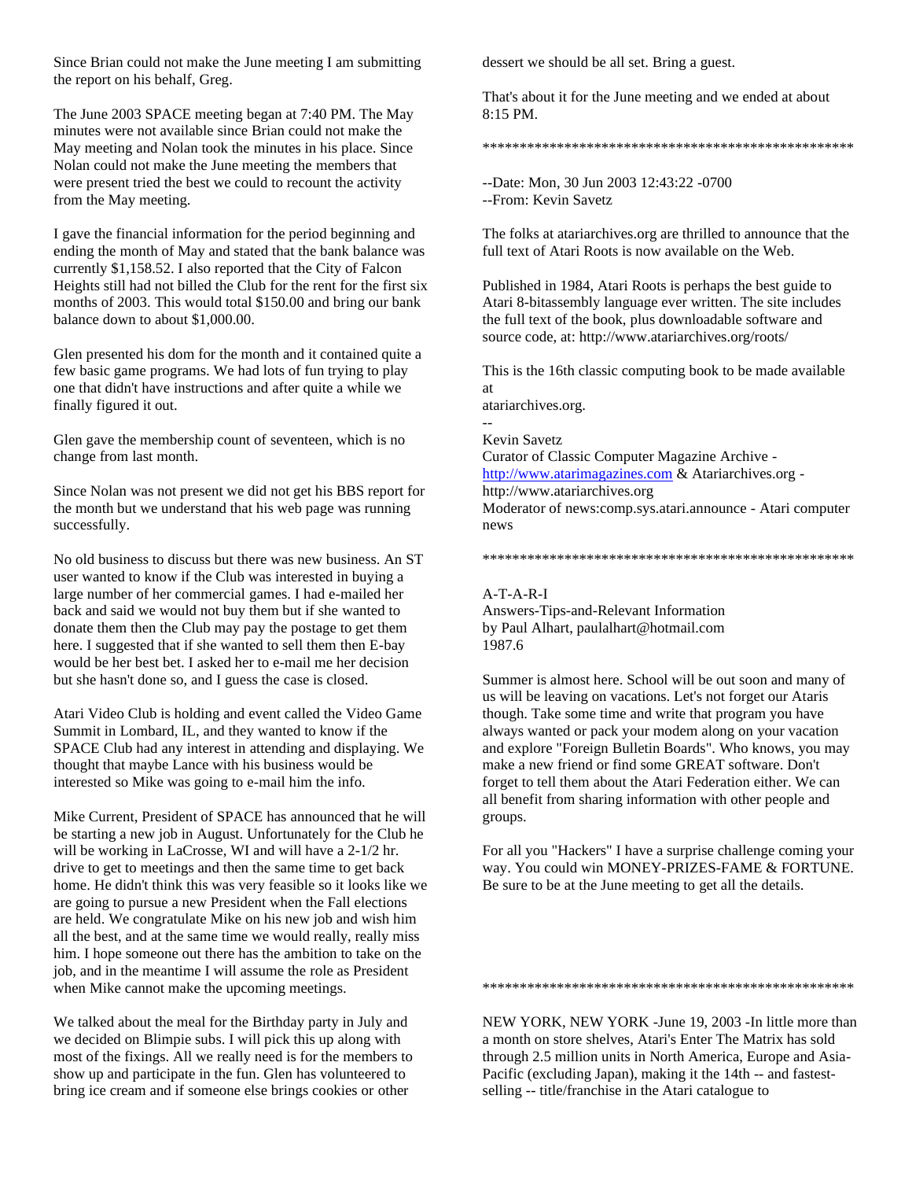Since Brian could not make the June meeting I am submitting the report on his behalf, Greg.

The June 2003 SPACE meeting began at 7:40 PM. The May minutes were not available since Brian could not make the May meeting and Nolan took the minutes in his place. Since Nolan could not make the June meeting the members that were present tried the best we could to recount the activity from the May meeting.

I gave the financial information for the period beginning and ending the month of May and stated that the bank balance was currently $1,158.52. I also reported that the City of Falcon Heights still had not billed the Club for the rent for the first six months of 2003. This would total $150.00 and bring our bank balance down to about $1,000.00.

Glen presented his dom for the month and it contained quite a few basic game programs. We had lots of fun trying to play one that didn't have instructions and after quite a while we finally figured it out.

Glen gave the membership count of seventeen, which is no change from last month.

Since Nolan was not present we did not get his BBS report for the month but we understand that his web page was running successfully.

No old business to discuss but there was new business. An ST user wanted to know if the Club was interested in buying a large number of her commercial games. I had e-mailed her back and said we would not buy them but if she wanted to donate them then the Club may pay the postage to get them here. I suggested that if she wanted to sell them then E-bay would be her best bet. I asked her to e-mail me her decision but she hasn't done so, and I guess the case is closed.

Atari Video Club is holding and event called the Video Game Summit in Lombard, IL, and they wanted to know if the SPACE Club had any interest in attending and displaying. We thought that maybe Lance with his business would be interested so Mike was going to e-mail him the info.

Mike Current, President of SPACE has announced that he will be starting a new job in August. Unfortunately for the Club he will be working in LaCrosse, WI and will have a 2-1/2 hr. drive to get to meetings and then the same time to get back home. He didn't think this was very feasible so it looks like we are going to pursue a new President when the Fall elections are held. We congratulate Mike on his new job and wish him all the best, and at the same time we would really, really miss him. I hope someone out there has the ambition to take on the job, and in the meantime I will assume the role as President when Mike cannot make the upcoming meetings.

We talked about the meal for the Birthday party in July and we decided on Blimpie subs. I will pick this up along with most of the fixings. All we really need is for the members to show up and participate in the fun. Glen has volunteered to bring ice cream and if someone else brings cookies or other dessert we should be all set. Bring a guest.

That's about it for the June meeting and we ended at about 8:15 PM.

****************************************************

--Date: Mon, 30 Jun 2003 12:43:22 -0700
--From: Kevin Savetz

The folks at atariarchives.org are thrilled to announce that the full text of Atari Roots is now available on the Web.

Published in 1984, Atari Roots is perhaps the best guide to Atari 8-bitassembly language ever written. The site includes the full text of the book, plus downloadable software and source code, at: http://www.atariarchives.org/roots/

This is the 16th classic computing book to be made available at
atariarchives.org.

--
Kevin Savetz
Curator of Classic Computer Magazine Archive - http://www.atarimagazines.com & Atariarchives.org - http://www.atariarchives.org
Moderator of news:comp.sys.atari.announce - Atari computer news

****************************************************

A-T-A-R-I
Answers-Tips-and-Relevant Information
by Paul Alhart, paulalhart@hotmail.com
1987.6

Summer is almost here. School will be out soon and many of us will be leaving on vacations. Let's not forget our Ataris though. Take some time and write that program you have always wanted or pack your modem along on your vacation and explore "Foreign Bulletin Boards". Who knows, you may make a new friend or find some GREAT software. Don't forget to tell them about the Atari Federation either. We can all benefit from sharing information with other people and groups.

For all you "Hackers" I have a surprise challenge coming your way. You could win MONEY-PRIZES-FAME & FORTUNE. Be sure to be at the June meeting to get all the details.

****************************************************

NEW YORK, NEW YORK -June 19, 2003 -In little more than a month on store shelves, Atari's Enter The Matrix has sold through 2.5 million units in North America, Europe and Asia-Pacific (excluding Japan), making it the 14th -- and fastest-selling -- title/franchise in the Atari catalogue to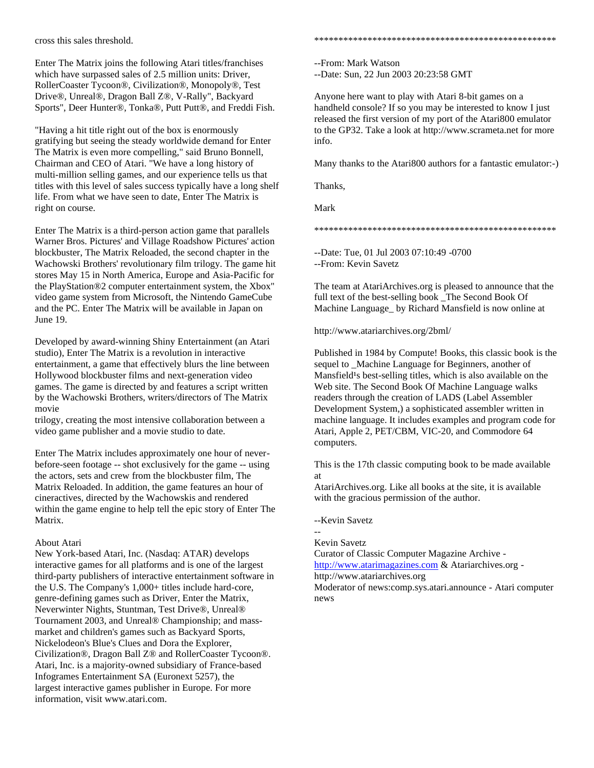cross this sales threshold.

Enter The Matrix joins the following Atari titles/franchises which have surpassed sales of 2.5 million units: Driver, RollerCoaster Tycoon®, Civilization®, Monopoly®, Test Drive®, Unreal®, Dragon Ball Z®, V-Rally", Backyard Sports", Deer Hunter®, Tonka®, Putt Putt®, and Freddi Fish.

"Having a hit title right out of the box is enormously gratifying but seeing the steady worldwide demand for Enter The Matrix is even more compelling," said Bruno Bonnell, Chairman and CEO of Atari. "We have a long history of multi-million selling games, and our experience tells us that titles with this level of sales success typically have a long shelf life. From what we have seen to date, Enter The Matrix is right on course.

Enter The Matrix is a third-person action game that parallels Warner Bros. Pictures' and Village Roadshow Pictures' action blockbuster, The Matrix Reloaded, the second chapter in the Wachowski Brothers' revolutionary film trilogy. The game hit stores May 15 in North America, Europe and Asia-Pacific for the PlayStation®2 computer entertainment system, the Xbox" video game system from Microsoft, the Nintendo GameCube and the PC. Enter The Matrix will be available in Japan on June 19.

Developed by award-winning Shiny Entertainment (an Atari studio), Enter The Matrix is a revolution in interactive entertainment, a game that effectively blurs the line between Hollywood blockbuster films and next-generation video games. The game is directed by and features a script written by the Wachowski Brothers, writers/directors of The Matrix movie
trilogy, creating the most intensive collaboration between a video game publisher and a movie studio to date.

Enter The Matrix includes approximately one hour of never-before-seen footage -- shot exclusively for the game -- using the actors, sets and crew from the blockbuster film, The Matrix Reloaded. In addition, the game features an hour of cineractives, directed by the Wachowskis and rendered within the game engine to help tell the epic story of Enter The Matrix.

About Atari
New York-based Atari, Inc. (Nasdaq: ATAR) develops interactive games for all platforms and is one of the largest third-party publishers of interactive entertainment software in the U.S. The Company's 1,000+ titles include hard-core, genre-defining games such as Driver, Enter the Matrix, Neverwinter Nights, Stuntman, Test Drive®, Unreal® Tournament 2003, and Unreal® Championship; and mass-market and children's games such as Backyard Sports, Nickelodeon's Blue's Clues and Dora the Explorer, Civilization®, Dragon Ball Z® and RollerCoaster Tycoon®. Atari, Inc. is a majority-owned subsidiary of France-based Infogrames Entertainment SA (Euronext 5257), the largest interactive games publisher in Europe. For more information, visit www.atari.com.

***************************************************

--From: Mark Watson
--Date: Sun, 22 Jun 2003 20:23:58 GMT

Anyone here want to play with Atari 8-bit games on a handheld console? If so you may be interested to know I just released the first version of my port of the Atari800 emulator to the GP32. Take a look at http://www.scrameta.net for more info.

Many thanks to the Atari800 authors for a fantastic emulator:-)

Thanks,

Mark

***************************************************

--Date: Tue, 01 Jul 2003 07:10:49 -0700
--From: Kevin Savetz

The team at AtariArchives.org is pleased to announce that the full text of the best-selling book _The Second Book Of Machine Language_ by Richard Mansfield is now online at

http://www.atariarchives.org/2bml/

Published in 1984 by Compute! Books, this classic book is the sequel to _Machine Language for Beginners, another of Mansfield¹s best-selling titles, which is also available on the Web site. The Second Book Of Machine Language walks readers through the creation of LADS (Label Assembler Development System,) a sophisticated assembler written in machine language. It includes examples and program code for Atari, Apple 2, PET/CBM, VIC-20, and Commodore 64 computers.

This is the 17th classic computing book to be made available at
AtariArchives.org. Like all books at the site, it is available with the gracious permission of the author.

--Kevin Savetz

--
Kevin Savetz
Curator of Classic Computer Magazine Archive - http://www.atarimagazines.com & Atariarchives.org - http://www.atariarchives.org
Moderator of news:comp.sys.atari.announce - Atari computer news